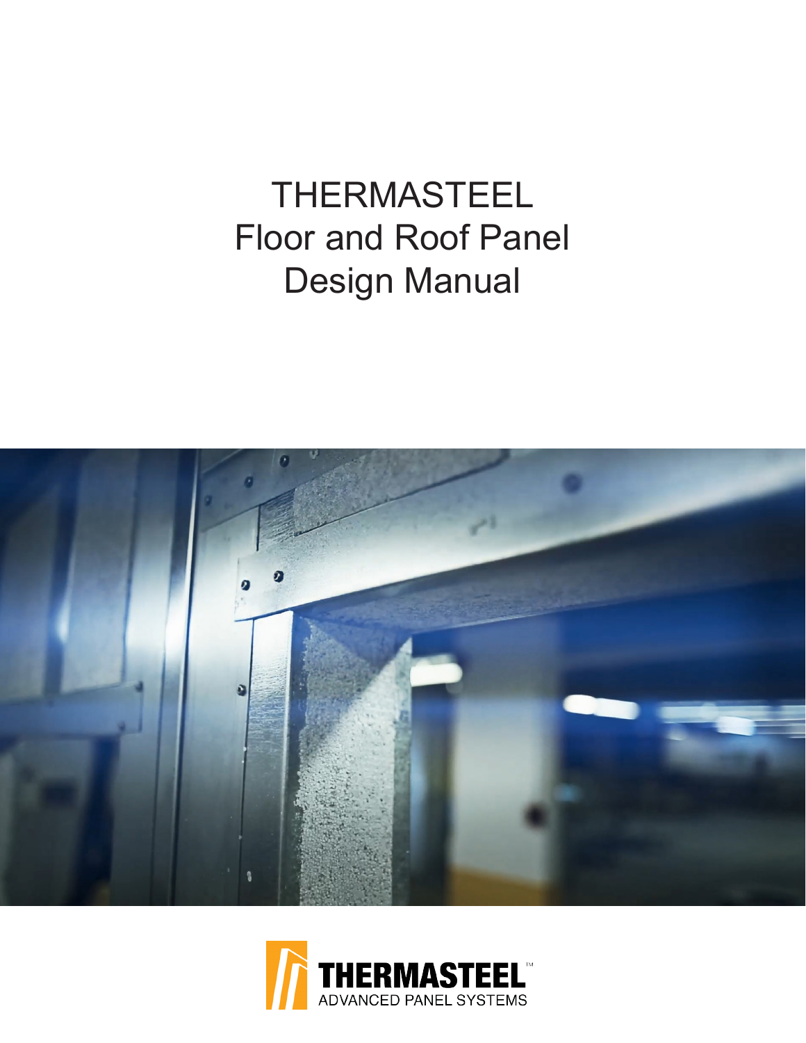# THERMASTEEL
# Floor and Roof Panel
# Design Manual

THERMASTEEL™
ADVANCED PANEL SYSTEMS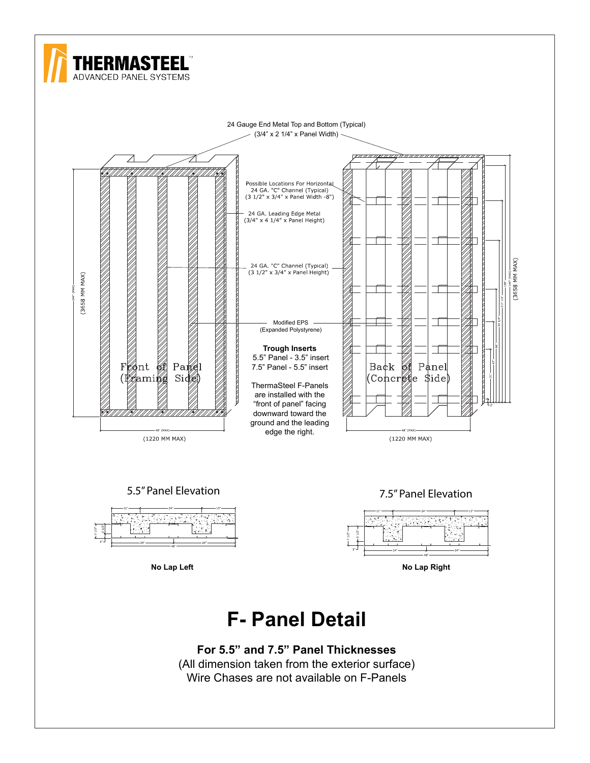THERMASTEEL™
ADVANCED PANEL SYSTEMS

24 Gauge End Metal Top and Bottom (Typical)
(3/4" x 2 1/4" x Panel Width)

Possible Locations For Horizontal 24 GA. "C" Channel (Typical)
(3 1/2" x 3/4" x Panel Width -8")

24 GA. Leading Edge Metal
(3/4" x 4 1/4" x Panel Height)

24 GA. "C" Channel (Typical)
(3 1/2" x 3/4" x Panel Height)

Modified EPS
(Expanded Polystyrene)

**Trough Inserts**
5.5" Panel - 3.5" insert
7.5" Panel - 5.5" insert

ThermaSteel F-Panels are installed with the "front of panel" facing downward toward the ground and the leading edge the right.

Front of Panel (Framing Side)

Back of Panel (Concrete Side)

144" (MAX) (3658 MM MAX)

48" (MAX) (1220 MM MAX)

5.5" Panel Elevation

**No Lap Left**

7.5" Panel Elevation

**No Lap Right**

# F- Panel Detail

**For 5.5" and 7.5" Panel Thicknesses**

(All dimension taken from the exterior surface)

Wire Chases are not available on F-Panels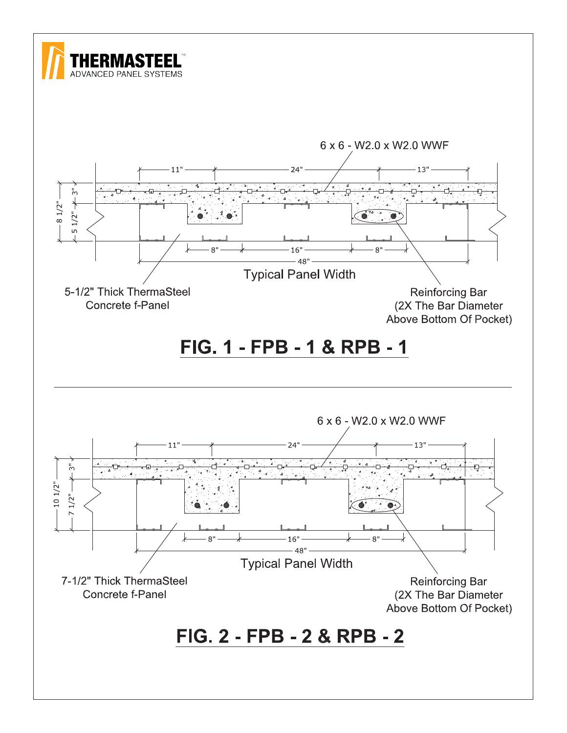**THERMASTEEL™**
ADVANCED PANEL SYSTEMS

6 x 6 - W2.0 x W2.0 WWF

11" | 24" | 13"

3" | 5 1/2" | 8 1/2"

8" | 16" | 8"

48"

Typical Panel Width

5-1/2" Thick ThermaSteel Concrete f-Panel

Reinforcing Bar (2X The Bar Diameter Above Bottom Of Pocket)

## FIG. 1 - FPB - 1 & RPB - 1

---

6 x 6 - W2.0 x W2.0 WWF

11" | 24" | 13"

3" | 7 1/2" | 10 1/2"

8" | 16" | 8"

48"

Typical Panel Width

7-1/2" Thick ThermaSteel Concrete f-Panel

Reinforcing Bar (2X The Bar Diameter Above Bottom Of Pocket)

## FIG. 2 - FPB - 2 & RPB - 2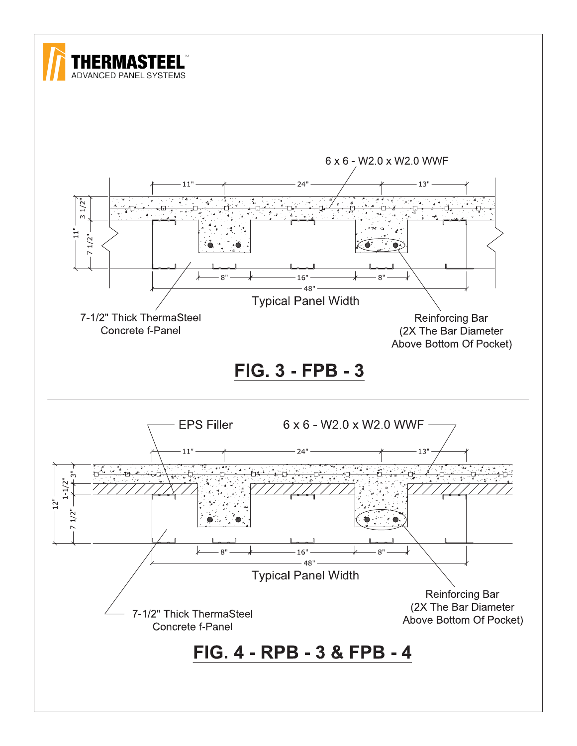6 x 6 - W2.0 x W2.0 WWF

11" | 24" | 13"

3 1/2" | 7 1/2" | 11"

8" | 16" | 8"

48"

Typical Panel Width

7-1/2" Thick ThermaSteel Concrete f-Panel

Reinforcing Bar (2X The Bar Diameter Above Bottom Of Pocket)

**FIG. 3 - FPB - 3**

EPS Filler

6 x 6 - W2.0 x W2.0 WWF

11" | 24" | 13"

3" | 1-1/2" | 7 1/2" | 12"

8" | 16" | 8"

48"

Typical Panel Width

7-1/2" Thick ThermaSteel Concrete f-Panel

Reinforcing Bar (2X The Bar Diameter Above Bottom Of Pocket)

**FIG. 4 - RPB - 3 & FPB - 4**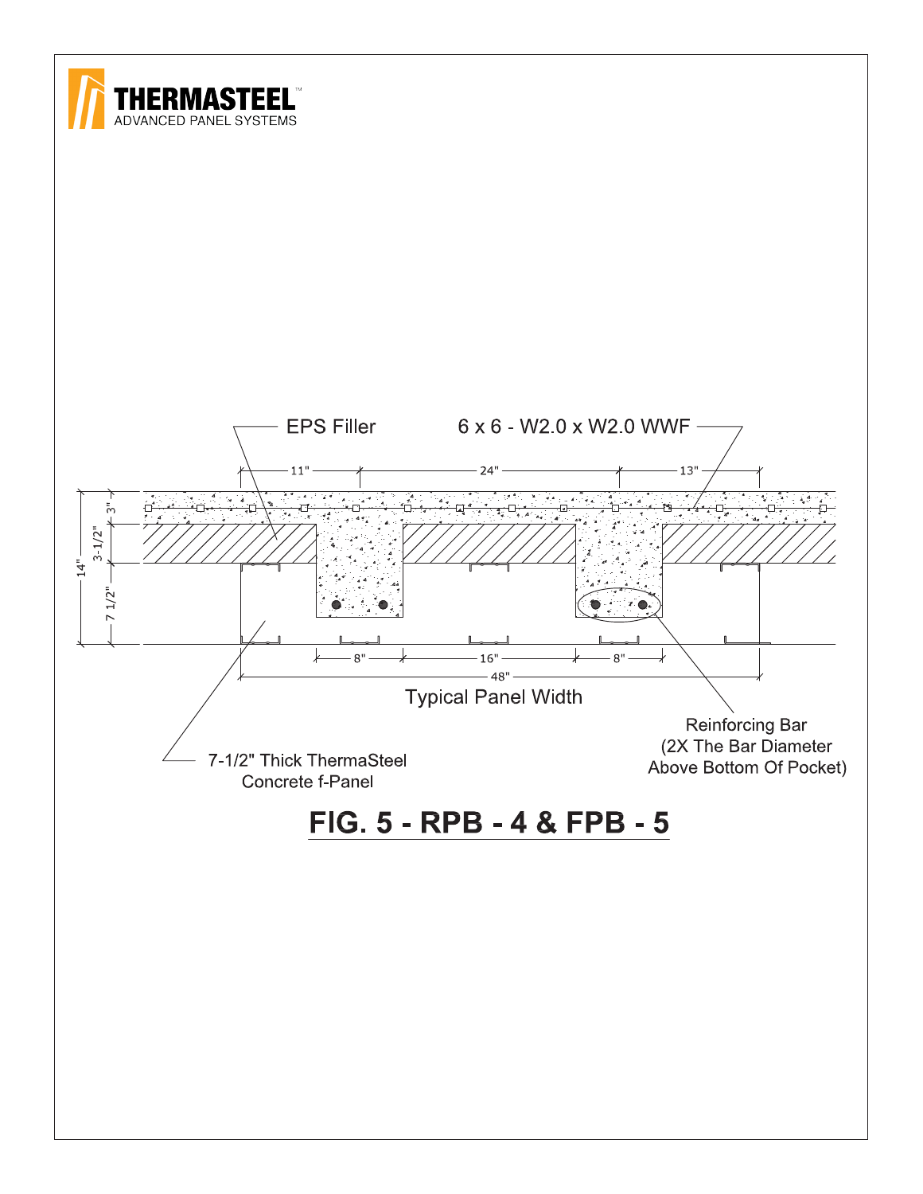EPS Filler

6 x 6 - W2.0 x W2.0 WWF

11" 24" 13"

14" 3" 3-1/2" 7 1/2"

8" 16" 8"

48"

Typical Panel Width

7-1/2" Thick ThermaSteel Concrete f-Panel

Reinforcing Bar (2X The Bar Diameter Above Bottom Of Pocket)

**FIG. 5 - RPB - 4 & FPB - 5**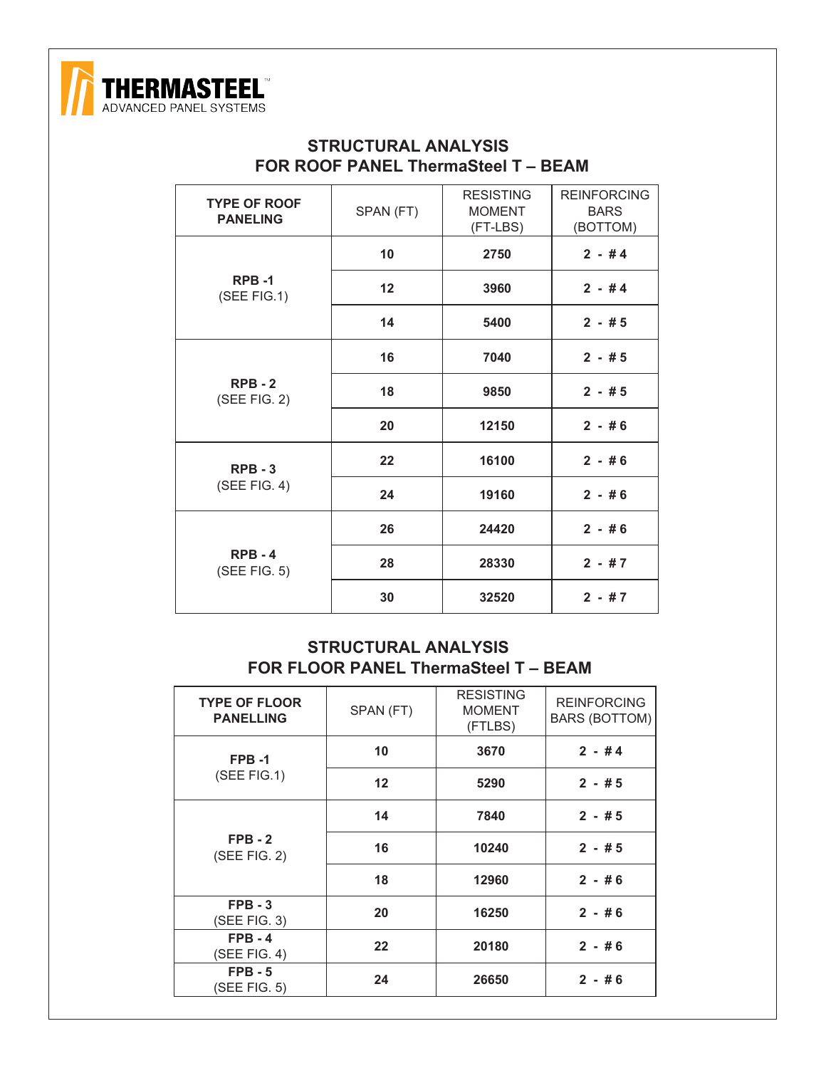**THERMASTEEL™**
ADVANCED PANEL SYSTEMS

## STRUCTURAL ANALYSIS
## FOR ROOF PANEL ThermaSteel T – BEAM

| TYPE OF ROOF PANELING | SPAN (FT) | RESISTING MOMENT (FT-LBS) | REINFORCING BARS (BOTTOM) |
|---|---|---|---|
| **RPB -1** (SEE FIG.1) | **10** | **2750** | **2 - # 4** |
| | **12** | **3960** | **2 - # 4** |
| | **14** | **5400** | **2 - # 5** |
| **RPB - 2** (SEE FIG. 2) | **16** | **7040** | **2 - # 5** |
| | **18** | **9850** | **2 - # 5** |
| | **20** | **12150** | **2 - # 6** |
| **RPB - 3** (SEE FIG. 4) | **22** | **16100** | **2 - # 6** |
| | **24** | **19160** | **2 - # 6** |
| **RPB - 4** (SEE FIG. 5) | **26** | **24420** | **2 - # 6** |
| | **28** | **28330** | **2 - # 7** |
| | **30** | **32520** | **2 - # 7** |

## STRUCTURAL ANALYSIS
## FOR FLOOR PANEL ThermaSteel T – BEAM

| TYPE OF FLOOR PANELLING | SPAN (FT) | RESISTING MOMENT (FTLBS) | REINFORCING BARS (BOTTOM) |
|---|---|---|---|
| **FPB -1** (SEE FIG.1) | **10** | **3670** | **2 - # 4** |
| | **12** | **5290** | **2 - # 5** |
| **FPB - 2** (SEE FIG. 2) | **14** | **7840** | **2 - # 5** |
| | **16** | **10240** | **2 - # 5** |
| | **18** | **12960** | **2 - # 6** |
| **FPB - 3** (SEE FIG. 3) | **20** | **16250** | **2 - # 6** |
| **FPB - 4** (SEE FIG. 4) | **22** | **20180** | **2 - # 6** |
| **FPB - 5** (SEE FIG. 5) | **24** | **26650** | **2 - # 6** |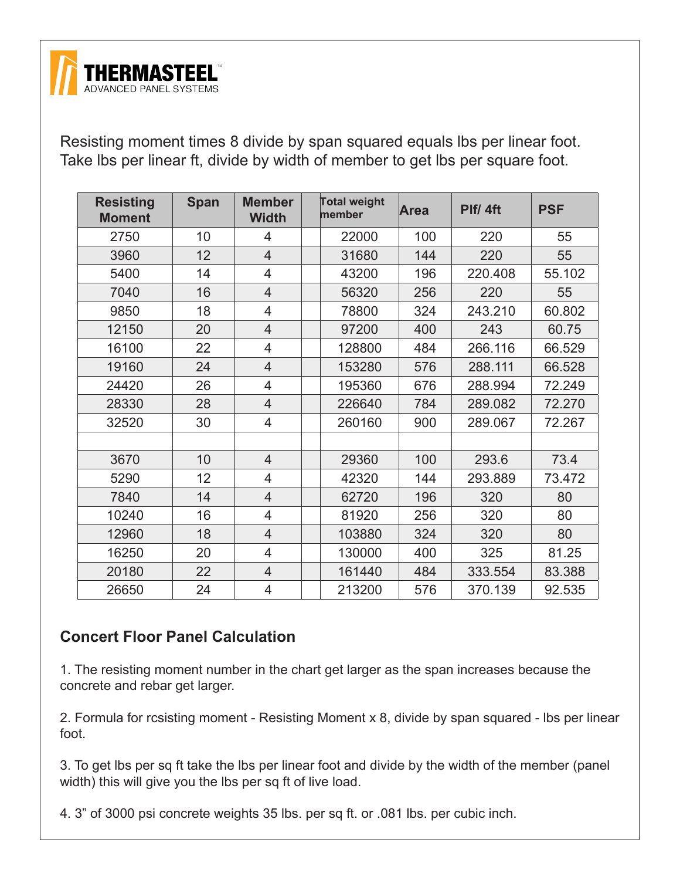Resisting moment times 8 divide by span squared equals lbs per linear foot.
Take lbs per linear ft, divide by width of member to get lbs per square foot.

| Resisting Moment | Span | Member Width | | Total weight member | Area | Plf/ 4ft | PSF |
|---|---|---|---|---|---|---|---|
| 2750 | 10 | 4 | | 22000 | 100 | 220 | 55 |
| 3960 | 12 | 4 | | 31680 | 144 | 220 | 55 |
| 5400 | 14 | 4 | | 43200 | 196 | 220.408 | 55.102 |
| 7040 | 16 | 4 | | 56320 | 256 | 220 | 55 |
| 9850 | 18 | 4 | | 78800 | 324 | 243.210 | 60.802 |
| 12150 | 20 | 4 | | 97200 | 400 | 243 | 60.75 |
| 16100 | 22 | 4 | | 128800 | 484 | 266.116 | 66.529 |
| 19160 | 24 | 4 | | 153280 | 576 | 288.111 | 66.528 |
| 24420 | 26 | 4 | | 195360 | 676 | 288.994 | 72.249 |
| 28330 | 28 | 4 | | 226640 | 784 | 289.082 | 72.270 |
| 32520 | 30 | 4 | | 260160 | 900 | 289.067 | 72.267 |
| | | | | | | | |
| 3670 | 10 | 4 | | 29360 | 100 | 293.6 | 73.4 |
| 5290 | 12 | 4 | | 42320 | 144 | 293.889 | 73.472 |
| 7840 | 14 | 4 | | 62720 | 196 | 320 | 80 |
| 10240 | 16 | 4 | | 81920 | 256 | 320 | 80 |
| 12960 | 18 | 4 | | 103880 | 324 | 320 | 80 |
| 16250 | 20 | 4 | | 130000 | 400 | 325 | 81.25 |
| 20180 | 22 | 4 | | 161440 | 484 | 333.554 | 83.388 |
| 26650 | 24 | 4 | | 213200 | 576 | 370.139 | 92.535 |

## Concert Floor Panel Calculation

1. The resisting moment number in the chart get larger as the span increases because the concrete and rebar get larger.

2. Formula for rcsisting moment - Resisting Moment x 8, divide by span squared - lbs per linear foot.

3. To get lbs per sq ft take the lbs per linear foot and divide by the width of the member (panel width) this will give you the lbs per sq ft of live load.

4. 3" of 3000 psi concrete weights 35 lbs. per sq ft. or .081 lbs. per cubic inch.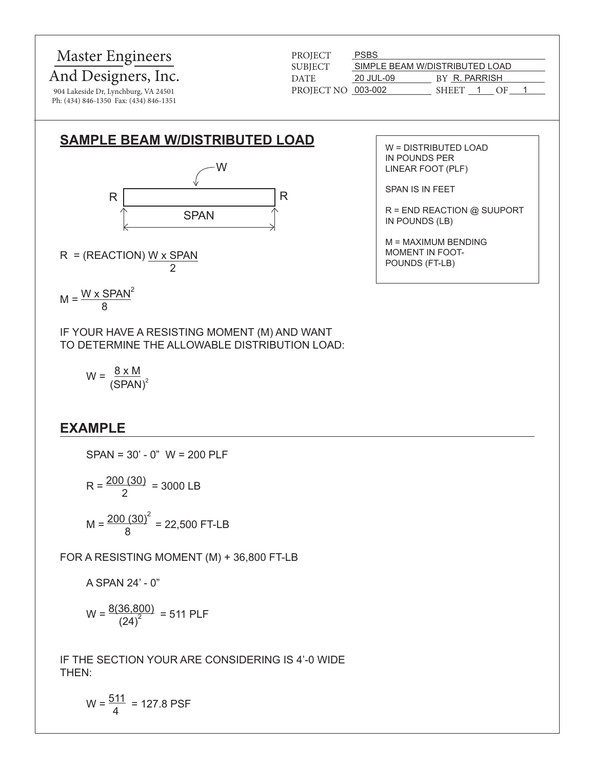Master Engineers And Designers, Inc.
904 Lakeside Dr, Lynchburg, VA 24501
Ph: (434) 846-1350 Fax: (434) 846-1351

| | |
|---|---|
| PROJECT | PSBS |
| SUBJECT | SIMPLE BEAM W/DISTRIBUTED LOAD |
| DATE | 20 JUL-09 |
| BY | R. PARRISH |
| PROJECT NO | 003-002 |
| SHEET | 1 OF 1 |

## SAMPLE BEAM W/DISTRIBUTED LOAD

W

R R

SPAN

W = DISTRIBUTED LOAD IN POUNDS PER LINEAR FOOT (PLF)

SPAN IS IN FEET

R = END REACTION @ SUUPORT IN POUNDS (LB)

M = MAXIMUM BENDING MOMENT IN FOOT-POUNDS (FT-LB)

R = (REACTION) $\frac{W \times SPAN}{2}$

$$M = \frac{W \times SPAN^2}{8}$$

IF YOUR HAVE A RESISTING MOMENT (M) AND WANT TO DETERMINE THE ALLOWABLE DISTRIBUTION LOAD:

$$W = \frac{8 \times M}{(SPAN)^2}$$

## EXAMPLE

SPAN = 30' - 0" W = 200 PLF

$$R = \frac{200\ (30)}{2} = 3000 \text{ LB}$$

$$M = \frac{200\ (30)^2}{8} = 22{,}500 \text{ FT-LB}$$

FOR A RESISTING MOMENT (M) + 36,800 FT-LB

A SPAN 24' - 0"

$$W = \frac{8(36{,}800)}{(24)^2} = 511 \text{ PLF}$$

IF THE SECTION YOUR ARE CONSIDERING IS 4'-0 WIDE THEN:

$$W = \frac{511}{4} = 127.8 \text{ PSF}$$